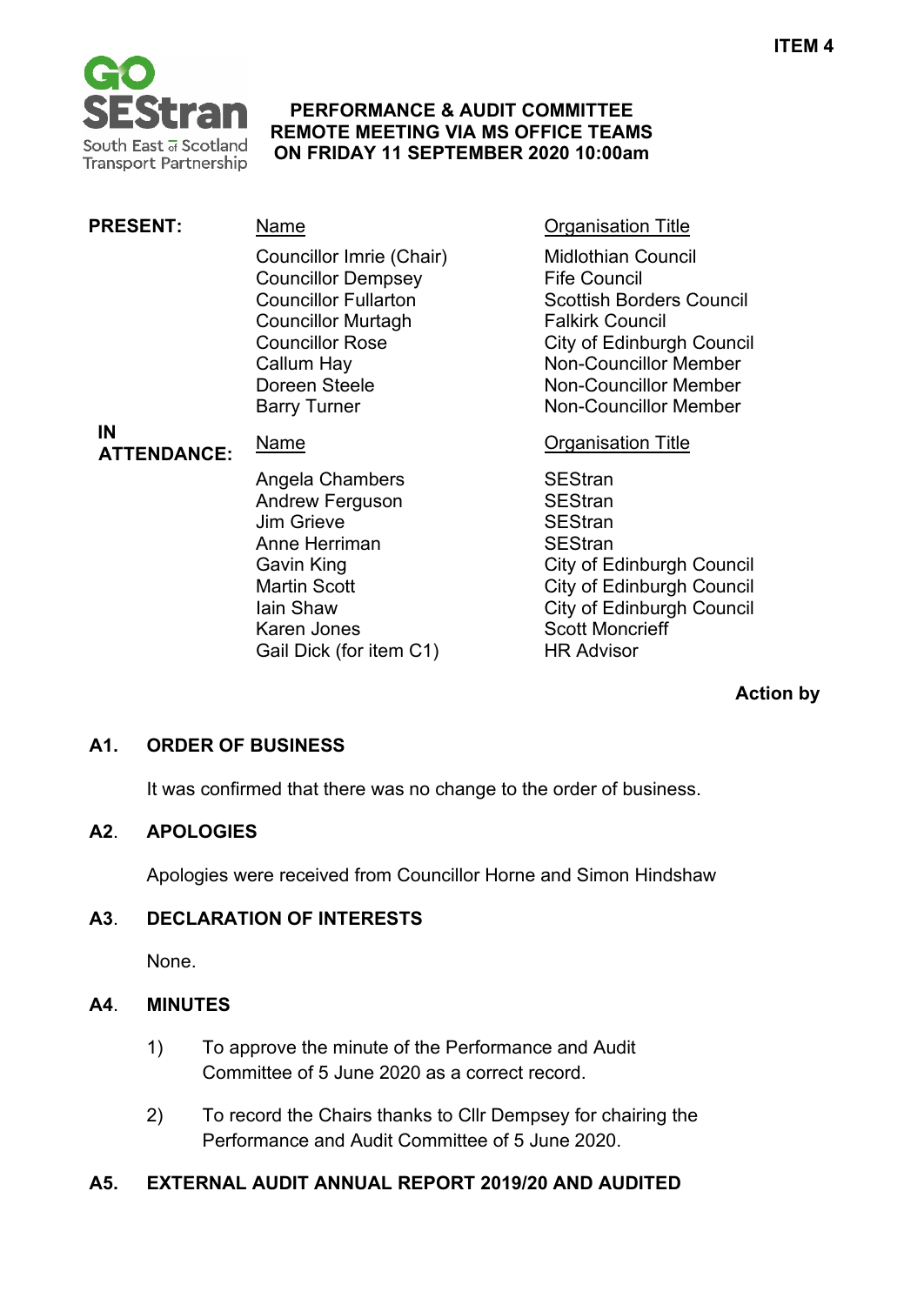**ITEM 4**

**PERFORMANCE & AUDIT COMMITTEE**
**REMOTE MEETING VIA MS OFFICE TEAMS**
**ON FRIDAY 11 SEPTEMBER 2020 10:00am**

**PRESENT:**

| Name | Organisation Title |
|---|---|
| Councillor Imrie (Chair) | Midlothian Council |
| Councillor Dempsey | Fife Council |
| Councillor Fullarton | Scottish Borders Council |
| Councillor Murtagh | Falkirk Council |
| Councillor Rose | City of Edinburgh Council |
| Callum Hay | Non-Councillor Member |
| Doreen Steele | Non-Councillor Member |
| Barry Turner | Non-Councillor Member |

**IN ATTENDANCE:**

| Name | Organisation Title |
|---|---|
| Angela Chambers | SEStran |
| Andrew Ferguson | SEStran |
| Jim Grieve | SEStran |
| Anne Herriman | SEStran |
| Gavin King | City of Edinburgh Council |
| Martin Scott | City of Edinburgh Council |
| Iain Shaw | City of Edinburgh Council |
| Karen Jones | Scott Moncrieff |
| Gail Dick (for item C1) | HR Advisor |

**Action by**

## A1. ORDER OF BUSINESS

It was confirmed that there was no change to the order of business.

## A2. APOLOGIES

Apologies were received from Councillor Horne and Simon Hindshaw

## A3. DECLARATION OF INTERESTS

None.

## A4. MINUTES

1) To approve the minute of the Performance and Audit Committee of 5 June 2020 as a correct record.

2) To record the Chairs thanks to Cllr Dempsey for chairing the Performance and Audit Committee of 5 June 2020.

## A5. EXTERNAL AUDIT ANNUAL REPORT 2019/20 AND AUDITED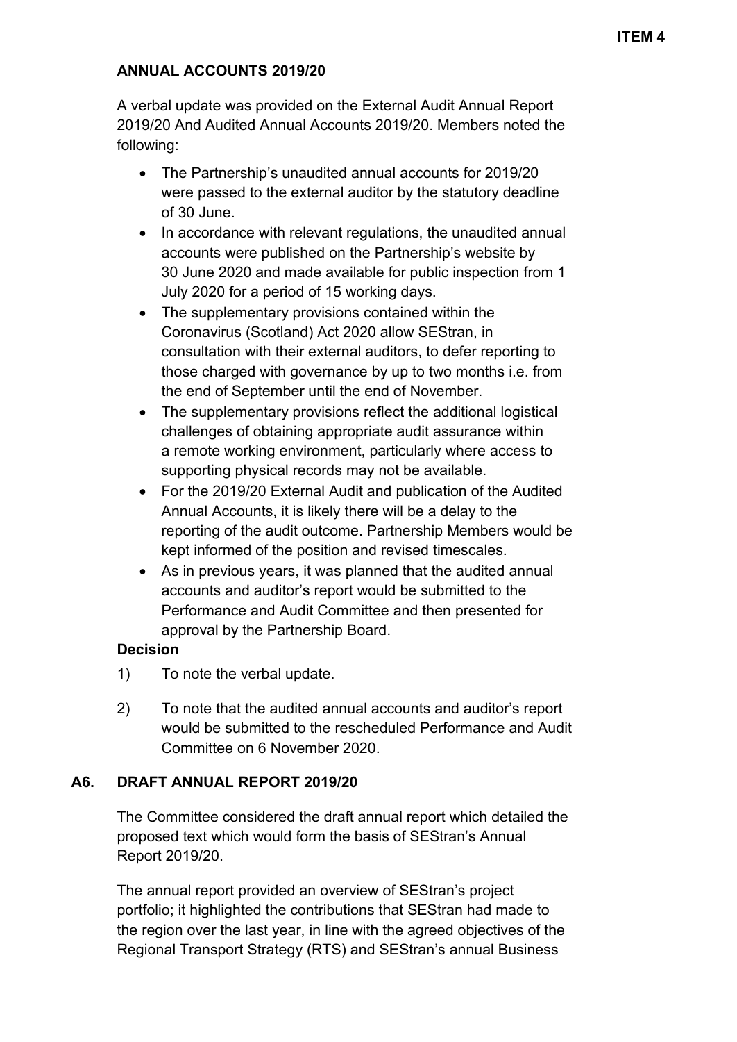## ANNUAL ACCOUNTS 2019/20

A verbal update was provided on the External Audit Annual Report 2019/20 And Audited Annual Accounts 2019/20. Members noted the following:

- The Partnership's unaudited annual accounts for 2019/20 were passed to the external auditor by the statutory deadline of 30 June.
- In accordance with relevant regulations, the unaudited annual accounts were published on the Partnership's website by 30 June 2020 and made available for public inspection from 1 July 2020 for a period of 15 working days.
- The supplementary provisions contained within the Coronavirus (Scotland) Act 2020 allow SEStran, in consultation with their external auditors, to defer reporting to those charged with governance by up to two months i.e. from the end of September until the end of November.
- The supplementary provisions reflect the additional logistical challenges of obtaining appropriate audit assurance within a remote working environment, particularly where access to supporting physical records may not be available.
- For the 2019/20 External Audit and publication of the Audited Annual Accounts, it is likely there will be a delay to the reporting of the audit outcome. Partnership Members would be kept informed of the position and revised timescales.
- As in previous years, it was planned that the audited annual accounts and auditor's report would be submitted to the Performance and Audit Committee and then presented for approval by the Partnership Board.

**Decision**

1) To note the verbal update.

2) To note that the audited annual accounts and auditor's report would be submitted to the rescheduled Performance and Audit Committee on 6 November 2020.

## A6. DRAFT ANNUAL REPORT 2019/20

The Committee considered the draft annual report which detailed the proposed text which would form the basis of SEStran's Annual Report 2019/20.

The annual report provided an overview of SEStran's project portfolio; it highlighted the contributions that SEStran had made to the region over the last year, in line with the agreed objectives of the Regional Transport Strategy (RTS) and SEStran's annual Business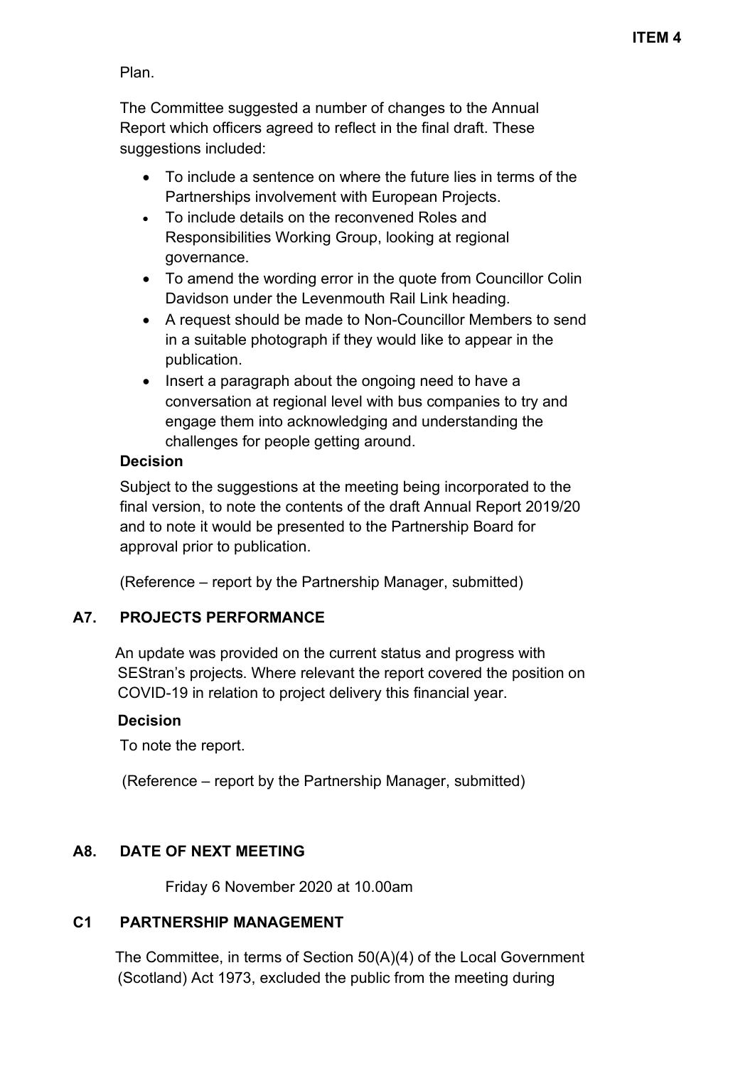Plan.

The Committee suggested a number of changes to the Annual Report which officers agreed to reflect in the final draft. These suggestions included:

- To include a sentence on where the future lies in terms of the Partnerships involvement with European Projects.
- To include details on the reconvened Roles and Responsibilities Working Group, looking at regional governance.
- To amend the wording error in the quote from Councillor Colin Davidson under the Levenmouth Rail Link heading.
- A request should be made to Non-Councillor Members to send in a suitable photograph if they would like to appear in the publication.
- Insert a paragraph about the ongoing need to have a conversation at regional level with bus companies to try and engage them into acknowledging and understanding the challenges for people getting around.

**Decision**

Subject to the suggestions at the meeting being incorporated to the final version, to note the contents of the draft Annual Report 2019/20 and to note it would be presented to the Partnership Board for approval prior to publication.

(Reference – report by the Partnership Manager, submitted)

## A7. PROJECTS PERFORMANCE

An update was provided on the current status and progress with SEStran's projects. Where relevant the report covered the position on COVID-19 in relation to project delivery this financial year.

**Decision**

To note the report.

(Reference – report by the Partnership Manager, submitted)

## A8. DATE OF NEXT MEETING

Friday 6 November 2020 at 10.00am

## C1 PARTNERSHIP MANAGEMENT

The Committee, in terms of Section 50(A)(4) of the Local Government (Scotland) Act 1973, excluded the public from the meeting during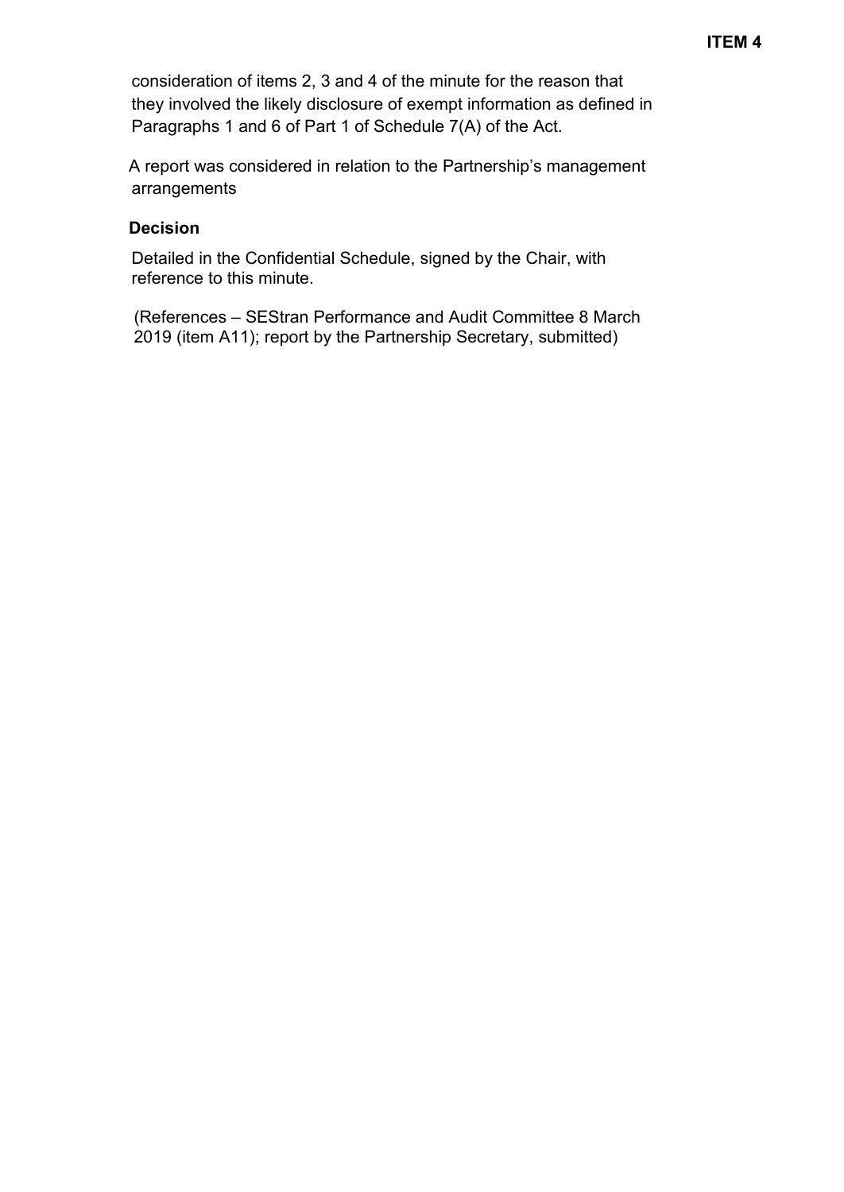consideration of items 2, 3 and 4 of the minute for the reason that they involved the likely disclosure of exempt information as defined in Paragraphs 1 and 6 of Part 1 of Schedule 7(A) of the Act.

A report was considered in relation to the Partnership's management arrangements

**Decision**

Detailed in the Confidential Schedule, signed by the Chair, with reference to this minute.

(References – SEStran Performance and Audit Committee 8 March 2019 (item A11); report by the Partnership Secretary, submitted)